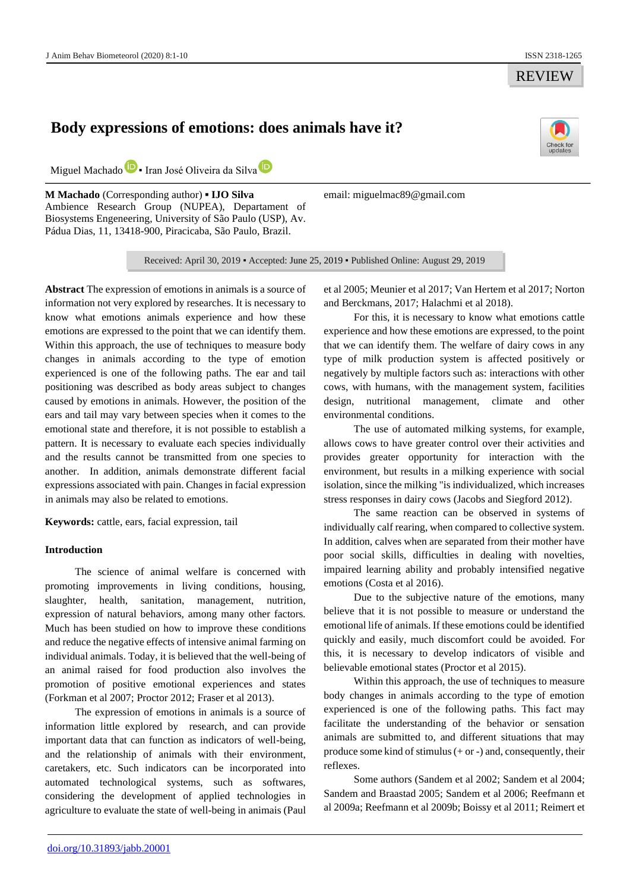REVIEW

# Body expressions of emotions: does animals have it?

Miguel Machado ▪ Iran José Oliveira da Silva

**M Machado** (Corresponding author) ▪ **IJO Silva**
Ambience Research Group (NUPEA), Departament of Biosystems Engeneering, University of São Paulo (USP), Av. Pádua Dias, 11, 13418-900, Piracicaba, São Paulo, Brazil.

email: miguelmac89@gmail.com

Received: April 30, 2019 ▪ Accepted: June 25, 2019 ▪ Published Online: August 29, 2019

**Abstract** The expression of emotions in animals is a source of information not very explored by researches. It is necessary to know what emotions animals experience and how these emotions are expressed to the point that we can identify them. Within this approach, the use of techniques to measure body changes in animals according to the type of emotion experienced is one of the following paths. The ear and tail positioning was described as body areas subject to changes caused by emotions in animals. However, the position of the ears and tail may vary between species when it comes to the emotional state and therefore, it is not possible to establish a pattern. It is necessary to evaluate each species individually and the results cannot be transmitted from one species to another. In addition, animals demonstrate different facial expressions associated with pain. Changes in facial expression in animals may also be related to emotions.

**Keywords:** cattle, ears, facial expression, tail

## Introduction

The science of animal welfare is concerned with promoting improvements in living conditions, housing, slaughter, health, sanitation, management, nutrition, expression of natural behaviors, among many other factors. Much has been studied on how to improve these conditions and reduce the negative effects of intensive animal farming on individual animals. Today, it is believed that the well-being of an animal raised for food production also involves the promotion of positive emotional experiences and states (Forkman et al 2007; Proctor 2012; Fraser et al 2013).

The expression of emotions in animals is a source of information little explored by research, and can provide important data that can function as indicators of well-being, and the relationship of animals with their environment, caretakers, etc. Such indicators can be incorporated into automated technological systems, such as softwares, considering the development of applied technologies in agriculture to evaluate the state of well-being in animais (Paul et al 2005; Meunier et al 2017; Van Hertem et al 2017; Norton and Berckmans, 2017; Halachmi et al 2018).

For this, it is necessary to know what emotions cattle experience and how these emotions are expressed, to the point that we can identify them. The welfare of dairy cows in any type of milk production system is affected positively or negatively by multiple factors such as: interactions with other cows, with humans, with the management system, facilities design, nutritional management, climate and other environmental conditions.

The use of automated milking systems, for example, allows cows to have greater control over their activities and provides greater opportunity for interaction with the environment, but results in a milking experience with social isolation, since the milking "is individualized, which increases stress responses in dairy cows (Jacobs and Siegford 2012).

The same reaction can be observed in systems of individually calf rearing, when compared to collective system. In addition, calves when are separated from their mother have poor social skills, difficulties in dealing with novelties, impaired learning ability and probably intensified negative emotions (Costa et al 2016).

Due to the subjective nature of the emotions, many believe that it is not possible to measure or understand the emotional life of animals. If these emotions could be identified quickly and easily, much discomfort could be avoided. For this, it is necessary to develop indicators of visible and believable emotional states (Proctor et al 2015).

Within this approach, the use of techniques to measure body changes in animals according to the type of emotion experienced is one of the following paths. This fact may facilitate the understanding of the behavior or sensation animals are submitted to, and different situations that may produce some kind of stimulus (+ or -) and, consequently, their reflexes.

Some authors (Sandem et al 2002; Sandem et al 2004; Sandem and Braastad 2005; Sandem et al 2006; Reefmann et al 2009a; Reefmann et al 2009b; Boissy et al 2011; Reimert et

doi.org/10.31893/jabb.20001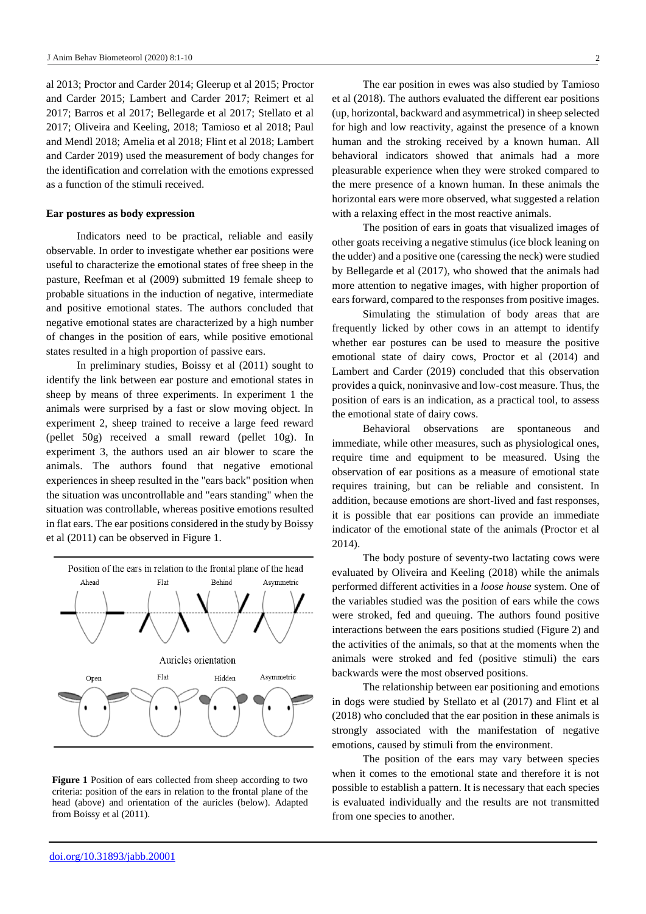al 2013; Proctor and Carder 2014; Gleerup et al 2015; Proctor and Carder 2015; Lambert and Carder 2017; Reimert et al 2017; Barros et al 2017; Bellegarde et al 2017; Stellato et al 2017; Oliveira and Keeling, 2018; Tamioso et al 2018; Paul and Mendl 2018; Amelia et al 2018; Flint et al 2018; Lambert and Carder 2019) used the measurement of body changes for the identification and correlation with the emotions expressed as a function of the stimuli received.

### Ear postures as body expression

Indicators need to be practical, reliable and easily observable. In order to investigate whether ear positions were useful to characterize the emotional states of free sheep in the pasture, Reefman et al (2009) submitted 19 female sheep to probable situations in the induction of negative, intermediate and positive emotional states. The authors concluded that negative emotional states are characterized by a high number of changes in the position of ears, while positive emotional states resulted in a high proportion of passive ears.

In preliminary studies, Boissy et al (2011) sought to identify the link between ear posture and emotional states in sheep by means of three experiments. In experiment 1 the animals were surprised by a fast or slow moving object. In experiment 2, sheep trained to receive a large feed reward (pellet 50g) received a small reward (pellet 10g). In experiment 3, the authors used an air blower to scare the animals. The authors found that negative emotional experiences in sheep resulted in the "ears back" position when the situation was uncontrollable and "ears standing" when the situation was controllable, whereas positive emotions resulted in flat ears. The ear positions considered in the study by Boissy et al (2011) can be observed in Figure 1.

Position of the ears in relation to the frontal plane of the head

Ahead | Flat | Behind | Asymmetric

Auricles orientation

Open | Flat | Hidden | Asymmetric

**Figure 1** Position of ears collected from sheep according to two criteria: position of the ears in relation to the frontal plane of the head (above) and orientation of the auricles (below). Adapted from Boissy et al (2011).

The ear position in ewes was also studied by Tamioso et al (2018). The authors evaluated the different ear positions (up, horizontal, backward and asymmetrical) in sheep selected for high and low reactivity, against the presence of a known human and the stroking received by a known human. All behavioral indicators showed that animals had a more pleasurable experience when they were stroked compared to the mere presence of a known human. In these animals the horizontal ears were more observed, what suggested a relation with a relaxing effect in the most reactive animals.

The position of ears in goats that visualized images of other goats receiving a negative stimulus (ice block leaning on the udder) and a positive one (caressing the neck) were studied by Bellegarde et al (2017), who showed that the animals had more attention to negative images, with higher proportion of ears forward, compared to the responses from positive images.

Simulating the stimulation of body areas that are frequently licked by other cows in an attempt to identify whether ear postures can be used to measure the positive emotional state of dairy cows, Proctor et al (2014) and Lambert and Carder (2019) concluded that this observation provides a quick, noninvasive and low-cost measure. Thus, the position of ears is an indication, as a practical tool, to assess the emotional state of dairy cows.

Behavioral observations are spontaneous and immediate, while other measures, such as physiological ones, require time and equipment to be measured. Using the observation of ear positions as a measure of emotional state requires training, but can be reliable and consistent. In addition, because emotions are short-lived and fast responses, it is possible that ear positions can provide an immediate indicator of the emotional state of the animals (Proctor et al 2014).

The body posture of seventy-two lactating cows were evaluated by Oliveira and Keeling (2018) while the animals performed different activities in a *loose house* system. One of the variables studied was the position of ears while the cows were stroked, fed and queuing. The authors found positive interactions between the ears positions studied (Figure 2) and the activities of the animals, so that at the moments when the animals were stroked and fed (positive stimuli) the ears backwards were the most observed positions.

The relationship between ear positioning and emotions in dogs were studied by Stellato et al (2017) and Flint et al (2018) who concluded that the ear position in these animals is strongly associated with the manifestation of negative emotions, caused by stimuli from the environment.

The position of the ears may vary between species when it comes to the emotional state and therefore it is not possible to establish a pattern. It is necessary that each species is evaluated individually and the results are not transmitted from one species to another.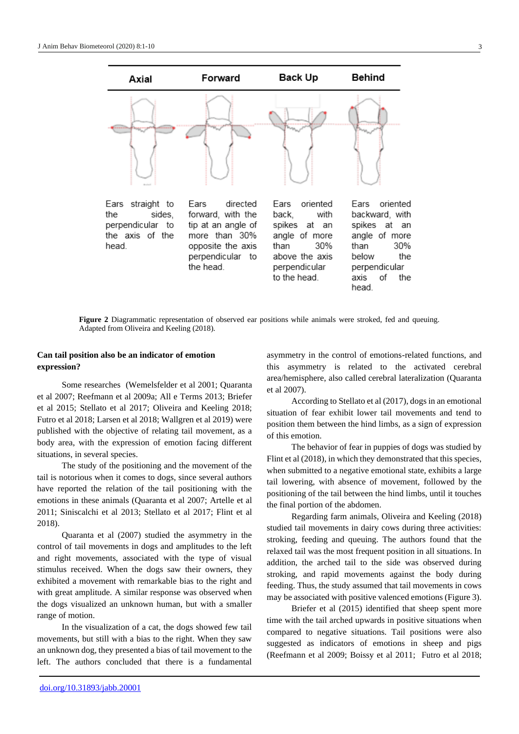| Axial | Forward | Back Up | Behind |
|---|---|---|---|
| Ears straight to the sides, perpendicular to the axis of the head. | Ears directed forward, with the tip at an angle of more than 30% opposite the axis perpendicular to the head. | Ears oriented back, with spikes at an angle of more than 30% above the axis perpendicular to the head. | Ears oriented backward, with spikes at an angle of more than 30% below the perpendicular axis of the head. |

**Figure 2** Diagrammatic representation of observed ear positions while animals were stroked, fed and queuing. Adapted from Oliveira and Keeling (2018).

### Can tail position also be an indicator of emotion expression?

Some researches (Wemelsfelder et al 2001; Quaranta et al 2007; Reefmann et al 2009a; All e Terms 2013; Briefer et al 2015; Stellato et al 2017; Oliveira and Keeling 2018; Futro et al 2018; Larsen et al 2018; Wallgren et al 2019) were published with the objective of relating tail movement, as a body area, with the expression of emotion facing different situations, in several species.

The study of the positioning and the movement of the tail is notorious when it comes to dogs, since several authors have reported the relation of the tail positioning with the emotions in these animals (Quaranta et al 2007; Artelle et al 2011; Siniscalchi et al 2013; Stellato et al 2017; Flint et al 2018).

Quaranta et al (2007) studied the asymmetry in the control of tail movements in dogs and amplitudes to the left and right movements, associated with the type of visual stimulus received. When the dogs saw their owners, they exhibited a movement with remarkable bias to the right and with great amplitude. A similar response was observed when the dogs visualized an unknown human, but with a smaller range of motion.

In the visualization of a cat, the dogs showed few tail movements, but still with a bias to the right. When they saw an unknown dog, they presented a bias of tail movement to the left. The authors concluded that there is a fundamental asymmetry in the control of emotions-related functions, and this asymmetry is related to the activated cerebral area/hemisphere, also called cerebral lateralization (Quaranta et al 2007).

According to Stellato et al (2017), dogs in an emotional situation of fear exhibit lower tail movements and tend to position them between the hind limbs, as a sign of expression of this emotion.

The behavior of fear in puppies of dogs was studied by Flint et al (2018), in which they demonstrated that this species, when submitted to a negative emotional state, exhibits a large tail lowering, with absence of movement, followed by the positioning of the tail between the hind limbs, until it touches the final portion of the abdomen.

Regarding farm animals, Oliveira and Keeling (2018) studied tail movements in dairy cows during three activities: stroking, feeding and queuing. The authors found that the relaxed tail was the most frequent position in all situations. In addition, the arched tail to the side was observed during stroking, and rapid movements against the body during feeding. Thus, the study assumed that tail movements in cows may be associated with positive valenced emotions (Figure 3).

Briefer et al (2015) identified that sheep spent more time with the tail arched upwards in positive situations when compared to negative situations. Tail positions were also suggested as indicators of emotions in sheep and pigs (Reefmann et al 2009; Boissy et al 2011; Futro et al 2018;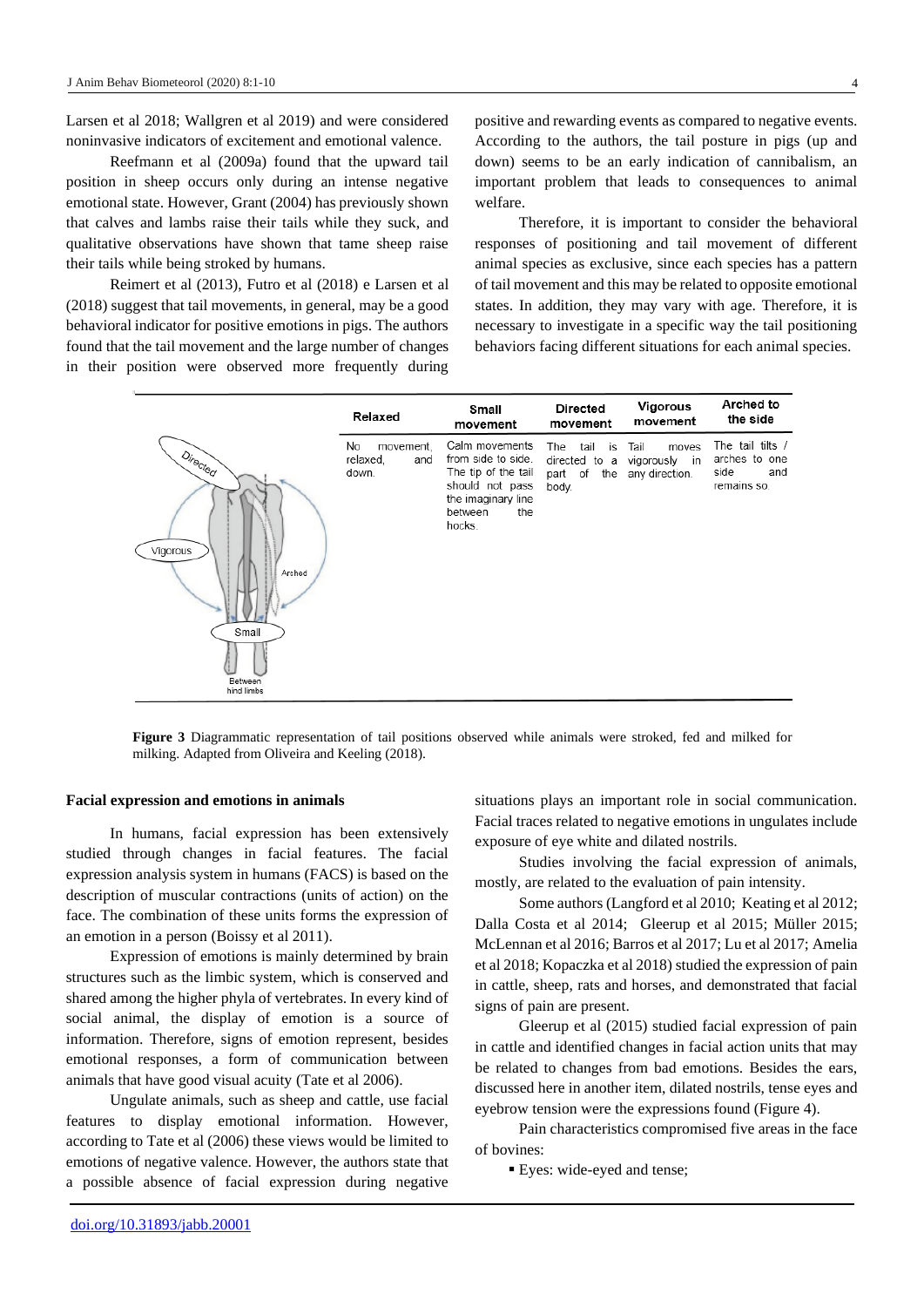Larsen et al 2018; Wallgren et al 2019) and were considered noninvasive indicators of excitement and emotional valence.

Reefmann et al (2009a) found that the upward tail position in sheep occurs only during an intense negative emotional state. However, Grant (2004) has previously shown that calves and lambs raise their tails while they suck, and qualitative observations have shown that tame sheep raise their tails while being stroked by humans.

Reimert et al (2013), Futro et al (2018) e Larsen et al (2018) suggest that tail movements, in general, may be a good behavioral indicator for positive emotions in pigs. The authors found that the tail movement and the large number of changes in their position were observed more frequently during positive and rewarding events as compared to negative events. According to the authors, the tail posture in pigs (up and down) seems to be an early indication of cannibalism, an important problem that leads to consequences to animal welfare.

Therefore, it is important to consider the behavioral responses of positioning and tail movement of different animal species as exclusive, since each species has a pattern of tail movement and this may be related to opposite emotional states. In addition, they may vary with age. Therefore, it is necessary to investigate in a specific way the tail positioning behaviors facing different situations for each animal species.

| Relaxed | Small movement | Directed movement | Vigorous movement | Arched to the side |
|---|---|---|---|---|
| No movement, relaxed, and down. | Calm movements from side to side. The tip of the tail should not pass the imaginary line between the hocks. | The tail is directed to a part of the body. | Tail moves vigorously in any direction. | The tail tilts / arches to one side and remains so. |

**Figure 3** Diagrammatic representation of tail positions observed while animals were stroked, fed and milked for milking. Adapted from Oliveira and Keeling (2018).

**Facial expression and emotions in animals**

In humans, facial expression has been extensively studied through changes in facial features. The facial expression analysis system in humans (FACS) is based on the description of muscular contractions (units of action) on the face. The combination of these units forms the expression of an emotion in a person (Boissy et al 2011).

Expression of emotions is mainly determined by brain structures such as the limbic system, which is conserved and shared among the higher phyla of vertebrates. In every kind of social animal, the display of emotion is a source of information. Therefore, signs of emotion represent, besides emotional responses, a form of communication between animals that have good visual acuity (Tate et al 2006).

Ungulate animals, such as sheep and cattle, use facial features to display emotional information. However, according to Tate et al (2006) these views would be limited to emotions of negative valence. However, the authors state that a possible absence of facial expression during negative situations plays an important role in social communication. Facial traces related to negative emotions in ungulates include exposure of eye white and dilated nostrils.

Studies involving the facial expression of animals, mostly, are related to the evaluation of pain intensity.

Some authors (Langford et al 2010; Keating et al 2012; Dalla Costa et al 2014; Gleerup et al 2015; Müller 2015; McLennan et al 2016; Barros et al 2017; Lu et al 2017; Amelia et al 2018; Kopaczka et al 2018) studied the expression of pain in cattle, sheep, rats and horses, and demonstrated that facial signs of pain are present.

Gleerup et al (2015) studied facial expression of pain in cattle and identified changes in facial action units that may be related to changes from bad emotions. Besides the ears, discussed here in another item, dilated nostrils, tense eyes and eyebrow tension were the expressions found (Figure 4).

Pain characteristics compromised five areas in the face of bovines:

- Eyes: wide-eyed and tense;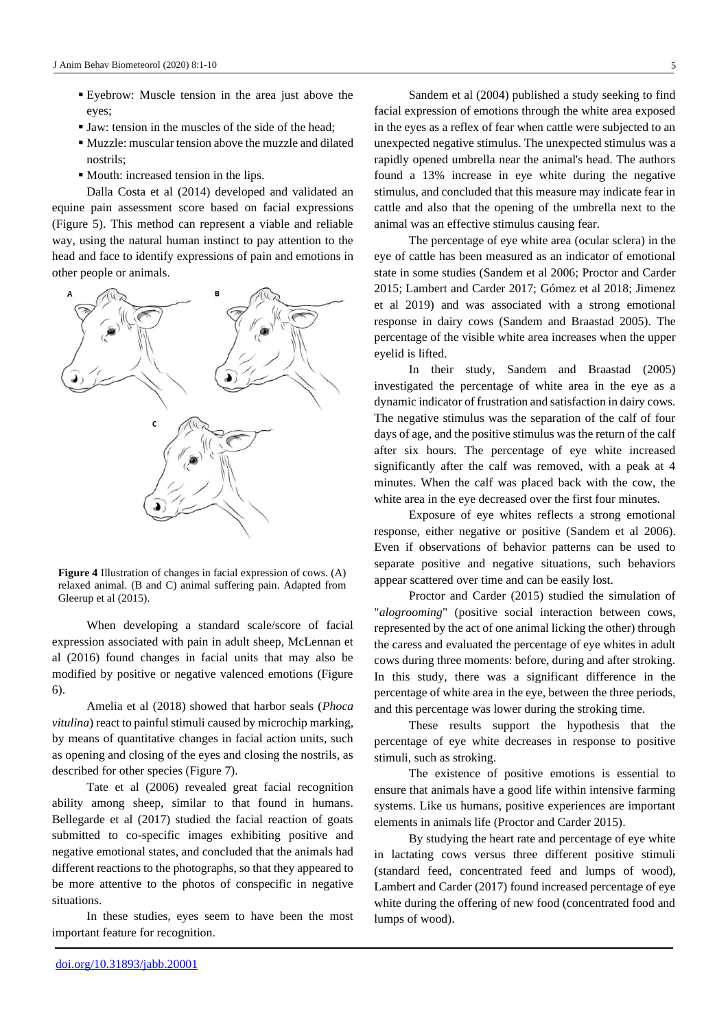- Eyebrow: Muscle tension in the area just above the eyes;
- Jaw: tension in the muscles of the side of the head;
- Muzzle: muscular tension above the muzzle and dilated nostrils;
- Mouth: increased tension in the lips.

Dalla Costa et al (2014) developed and validated an equine pain assessment score based on facial expressions (Figure 5). This method can represent a viable and reliable way, using the natural human instinct to pay attention to the head and face to identify expressions of pain and emotions in other people or animals.

**Figure 4** Illustration of changes in facial expression of cows. (A) relaxed animal. (B and C) animal suffering pain. Adapted from Gleerup et al (2015).

When developing a standard scale/score of facial expression associated with pain in adult sheep, McLennan et al (2016) found changes in facial units that may also be modified by positive or negative valenced emotions (Figure 6).

Amelia et al (2018) showed that harbor seals (*Phoca vitulina*) react to painful stimuli caused by microchip marking, by means of quantitative changes in facial action units, such as opening and closing of the eyes and closing the nostrils, as described for other species (Figure 7).

Tate et al (2006) revealed great facial recognition ability among sheep, similar to that found in humans. Bellegarde et al (2017) studied the facial reaction of goats submitted to co-specific images exhibiting positive and negative emotional states, and concluded that the animals had different reactions to the photographs, so that they appeared to be more attentive to the photos of conspecific in negative situations.

In these studies, eyes seem to have been the most important feature for recognition.

Sandem et al (2004) published a study seeking to find facial expression of emotions through the white area exposed in the eyes as a reflex of fear when cattle were subjected to an unexpected negative stimulus. The unexpected stimulus was a rapidly opened umbrella near the animal's head. The authors found a 13% increase in eye white during the negative stimulus, and concluded that this measure may indicate fear in cattle and also that the opening of the umbrella next to the animal was an effective stimulus causing fear.

The percentage of eye white area (ocular sclera) in the eye of cattle has been measured as an indicator of emotional state in some studies (Sandem et al 2006; Proctor and Carder 2015; Lambert and Carder 2017; Gómez et al 2018; Jimenez et al 2019) and was associated with a strong emotional response in dairy cows (Sandem and Braastad 2005). The percentage of the visible white area increases when the upper eyelid is lifted.

In their study, Sandem and Braastad (2005) investigated the percentage of white area in the eye as a dynamic indicator of frustration and satisfaction in dairy cows. The negative stimulus was the separation of the calf of four days of age, and the positive stimulus was the return of the calf after six hours. The percentage of eye white increased significantly after the calf was removed, with a peak at 4 minutes. When the calf was placed back with the cow, the white area in the eye decreased over the first four minutes.

Exposure of eye whites reflects a strong emotional response, either negative or positive (Sandem et al 2006). Even if observations of behavior patterns can be used to separate positive and negative situations, such behaviors appear scattered over time and can be easily lost.

Proctor and Carder (2015) studied the simulation of "*alogrooming*" (positive social interaction between cows, represented by the act of one animal licking the other) through the caress and evaluated the percentage of eye whites in adult cows during three moments: before, during and after stroking. In this study, there was a significant difference in the percentage of white area in the eye, between the three periods, and this percentage was lower during the stroking time.

These results support the hypothesis that the percentage of eye white decreases in response to positive stimuli, such as stroking.

The existence of positive emotions is essential to ensure that animals have a good life within intensive farming systems. Like us humans, positive experiences are important elements in animals life (Proctor and Carder 2015).

By studying the heart rate and percentage of eye white in lactating cows versus three different positive stimuli (standard feed, concentrated feed and lumps of wood), Lambert and Carder (2017) found increased percentage of eye white during the offering of new food (concentrated food and lumps of wood).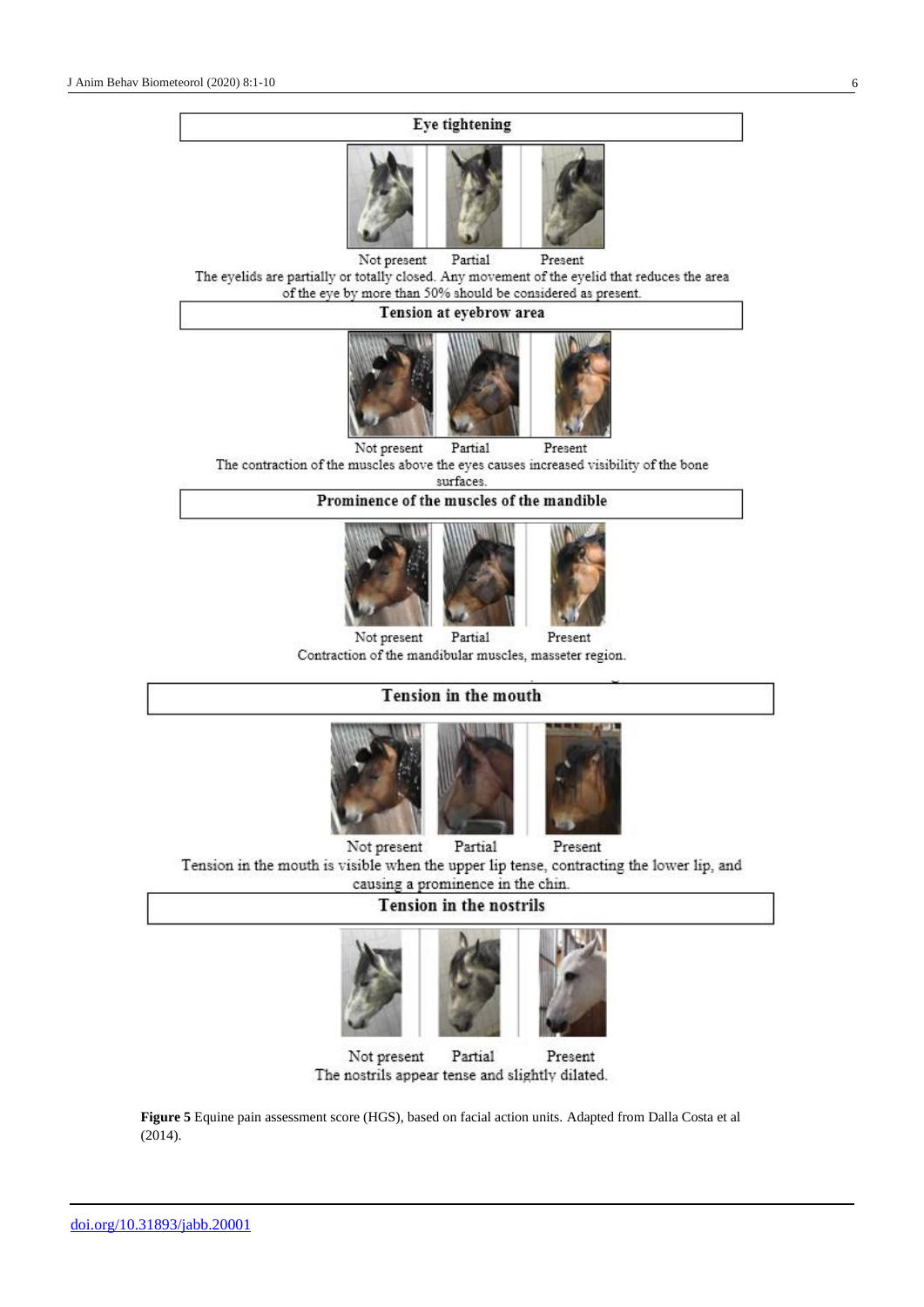**Eye tightening**

Not present | Partial | Present

The eyelids are partially or totally closed. Any movement of the eyelid that reduces the area of the eye by more than 50% should be considered as present.

**Tension at eyebrow area**

Not present | Partial | Present

The contraction of the muscles above the eyes causes increased visibility of the bone surfaces.

**Prominence of the muscles of the mandible**

Not present | Partial | Present

Contraction of the mandibular muscles, masseter region.

**Tension in the mouth**

Not present | Partial | Present

Tension in the mouth is visible when the upper lip tense, contracting the lower lip, and causing a prominence in the chin.

**Tension in the nostrils**

Not present | Partial | Present

The nostrils appear tense and slightly dilated.

**Figure 5** Equine pain assessment score (HGS), based on facial action units. Adapted from Dalla Costa et al (2014).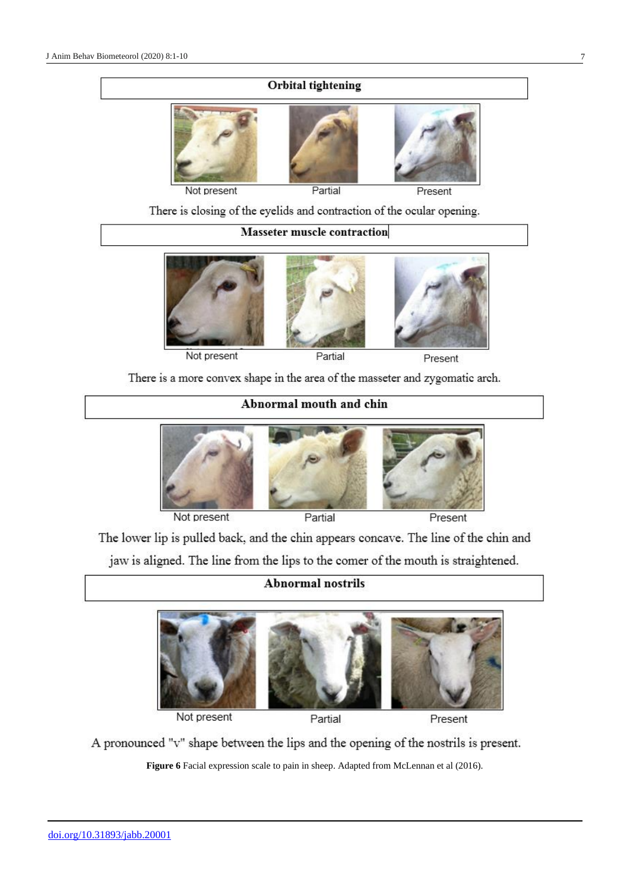**Orbital tightening**

Not present | Partial | Present

There is closing of the eyelids and contraction of the ocular opening.

**Masseter muscle contraction**

Not present | Partial | Present

There is a more convex shape in the area of the masseter and zygomatic arch.

**Abnormal mouth and chin**

Not present | Partial | Present

The lower lip is pulled back, and the chin appears concave. The line of the chin and jaw is aligned. The line from the lips to the corner of the mouth is straightened.

**Abnormal nostrils**

Not present | Partial | Present

A pronounced "v" shape between the lips and the opening of the nostrils is present.

**Figure 6** Facial expression scale to pain in sheep. Adapted from McLennan et al (2016).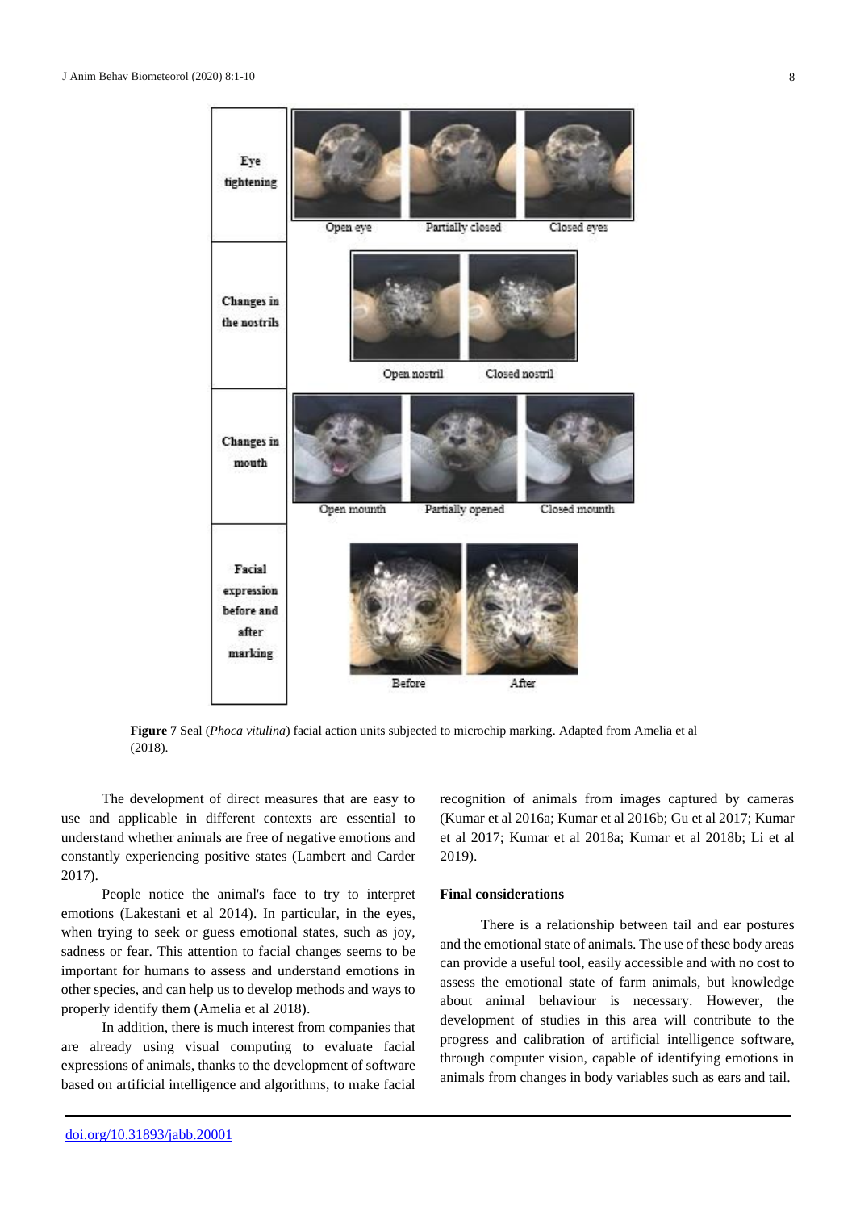Figure 7 Seal (*Phoca vitulina*) facial action units subjected to microchip marking. Adapted from Amelia et al (2018).

The development of direct measures that are easy to use and applicable in different contexts are essential to understand whether animals are free of negative emotions and constantly experiencing positive states (Lambert and Carder 2017).

People notice the animal's face to try to interpret emotions (Lakestani et al 2014). In particular, in the eyes, when trying to seek or guess emotional states, such as joy, sadness or fear. This attention to facial changes seems to be important for humans to assess and understand emotions in other species, and can help us to develop methods and ways to properly identify them (Amelia et al 2018).

In addition, there is much interest from companies that are already using visual computing to evaluate facial expressions of animals, thanks to the development of software based on artificial intelligence and algorithms, to make facial recognition of animals from images captured by cameras (Kumar et al 2016a; Kumar et al 2016b; Gu et al 2017; Kumar et al 2017; Kumar et al 2018a; Kumar et al 2018b; Li et al 2019).

## Final considerations

There is a relationship between tail and ear postures and the emotional state of animals. The use of these body areas can provide a useful tool, easily accessible and with no cost to assess the emotional state of farm animals, but knowledge about animal behaviour is necessary. However, the development of studies in this area will contribute to the progress and calibration of artificial intelligence software, through computer vision, capable of identifying emotions in animals from changes in body variables such as ears and tail.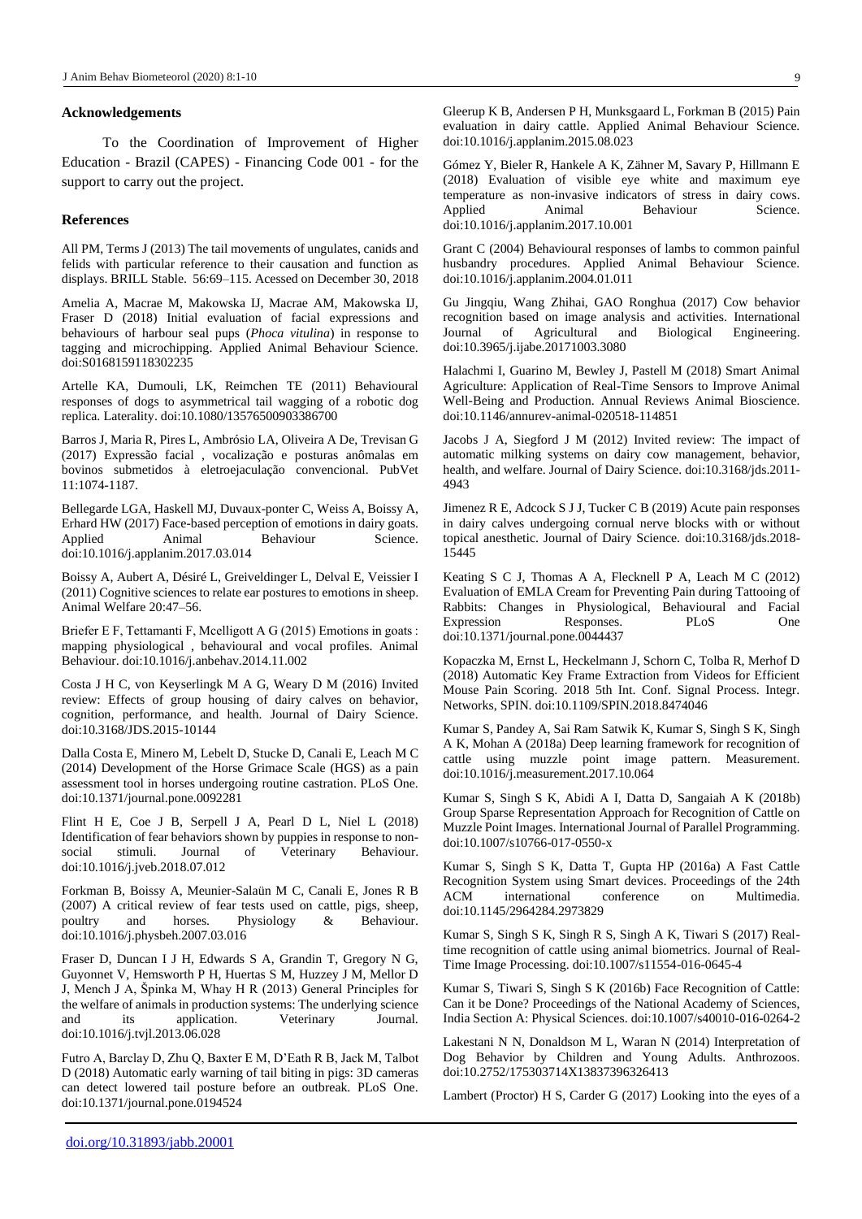### Acknowledgements

To the Coordination of Improvement of Higher Education - Brazil (CAPES) - Financing Code 001 - for the support to carry out the project.

### References

All PM, Terms J (2013) The tail movements of ungulates, canids and felids with particular reference to their causation and function as displays. BRILL Stable. 56:69–115. Acessed on December 30, 2018

Amelia A, Macrae M, Makowska IJ, Macrae AM, Makowska IJ, Fraser D (2018) Initial evaluation of facial expressions and behaviours of harbour seal pups (*Phoca vitulina*) in response to tagging and microchipping. Applied Animal Behaviour Science. doi:S0168159118302235

Artelle KA, Dumouli, LK, Reimchen TE (2011) Behavioural responses of dogs to asymmetrical tail wagging of a robotic dog replica. Laterality. doi:10.1080/13576500903386700

Barros J, Maria R, Pires L, Ambrósio LA, Oliveira A De, Trevisan G (2017) Expressão facial , vocalização e posturas anômalas em bovinos submetidos à eletroejaculação convencional. PubVet 11:1074-1187.

Bellegarde LGA, Haskell MJ, Duvaux-ponter C, Weiss A, Boissy A, Erhard HW (2017) Face-based perception of emotions in dairy goats. Applied Animal Behaviour Science. doi:10.1016/j.applanim.2017.03.014

Boissy A, Aubert A, Désiré L, Greiveldinger L, Delval E, Veissier I (2011) Cognitive sciences to relate ear postures to emotions in sheep. Animal Welfare 20:47–56.

Briefer E F, Tettamanti F, Mcelligott A G (2015) Emotions in goats : mapping physiological , behavioural and vocal profiles. Animal Behaviour. doi:10.1016/j.anbehav.2014.11.002

Costa J H C, von Keyserlingk M A G, Weary D M (2016) Invited review: Effects of group housing of dairy calves on behavior, cognition, performance, and health. Journal of Dairy Science. doi:10.3168/JDS.2015-10144

Dalla Costa E, Minero M, Lebelt D, Stucke D, Canali E, Leach M C (2014) Development of the Horse Grimace Scale (HGS) as a pain assessment tool in horses undergoing routine castration. PLoS One. doi:10.1371/journal.pone.0092281

Flint H E, Coe J B, Serpell J A, Pearl D L, Niel L (2018) Identification of fear behaviors shown by puppies in response to non-social stimuli. Journal of Veterinary Behaviour. doi:10.1016/j.jveb.2018.07.012

Forkman B, Boissy A, Meunier-Salaün M C, Canali E, Jones R B (2007) A critical review of fear tests used on cattle, pigs, sheep, poultry and horses. Physiology & Behaviour. doi:10.1016/j.physbeh.2007.03.016

Fraser D, Duncan I J H, Edwards S A, Grandin T, Gregory N G, Guyonnet V, Hemsworth P H, Huertas S M, Huzzey J M, Mellor D J, Mench J A, Špinka M, Whay H R (2013) General Principles for the welfare of animals in production systems: The underlying science and its application. Veterinary Journal. doi:10.1016/j.tvjl.2013.06.028

Futro A, Barclay D, Zhu Q, Baxter E M, D'Eath R B, Jack M, Talbot D (2018) Automatic early warning of tail biting in pigs: 3D cameras can detect lowered tail posture before an outbreak. PLoS One. doi:10.1371/journal.pone.0194524

Gleerup K B, Andersen P H, Munksgaard L, Forkman B (2015) Pain evaluation in dairy cattle. Applied Animal Behaviour Science. doi:10.1016/j.applanim.2015.08.023

Gómez Y, Bieler R, Hankele A K, Zähner M, Savary P, Hillmann E (2018) Evaluation of visible eye white and maximum eye temperature as non-invasive indicators of stress in dairy cows. Applied Animal Behaviour Science. doi:10.1016/j.applanim.2017.10.001

Grant C (2004) Behavioural responses of lambs to common painful husbandry procedures. Applied Animal Behaviour Science. doi:10.1016/j.applanim.2004.01.011

Gu Jingqiu, Wang Zhihai, GAO Ronghua (2017) Cow behavior recognition based on image analysis and activities. International Journal of Agricultural and Biological Engineering. doi:10.3965/j.ijabe.20171003.3080

Halachmi I, Guarino M, Bewley J, Pastell M (2018) Smart Animal Agriculture: Application of Real-Time Sensors to Improve Animal Well-Being and Production. Annual Reviews Animal Bioscience. doi:10.1146/annurev-animal-020518-114851

Jacobs J A, Siegford J M (2012) Invited review: The impact of automatic milking systems on dairy cow management, behavior, health, and welfare. Journal of Dairy Science. doi:10.3168/jds.2011-4943

Jimenez R E, Adcock S J J, Tucker C B (2019) Acute pain responses in dairy calves undergoing cornual nerve blocks with or without topical anesthetic. Journal of Dairy Science. doi:10.3168/jds.2018-15445

Keating S C J, Thomas A A, Flecknell P A, Leach M C (2012) Evaluation of EMLA Cream for Preventing Pain during Tattooing of Rabbits: Changes in Physiological, Behavioural and Facial Expression Responses. PLoS One doi:10.1371/journal.pone.0044437

Kopaczka M, Ernst L, Heckelmann J, Schorn C, Tolba R, Merhof D (2018) Automatic Key Frame Extraction from Videos for Efficient Mouse Pain Scoring. 2018 5th Int. Conf. Signal Process. Integr. Networks, SPIN. doi:10.1109/SPIN.2018.8474046

Kumar S, Pandey A, Sai Ram Satwik K, Kumar S, Singh S K, Singh A K, Mohan A (2018a) Deep learning framework for recognition of cattle using muzzle point image pattern. Measurement. doi:10.1016/j.measurement.2017.10.064

Kumar S, Singh S K, Abidi A I, Datta D, Sangaiah A K (2018b) Group Sparse Representation Approach for Recognition of Cattle on Muzzle Point Images. International Journal of Parallel Programming. doi:10.1007/s10766-017-0550-x

Kumar S, Singh S K, Datta T, Gupta H P (2016a) A Fast Cattle Recognition System using Smart devices. Proceedings of the 24th ACM international conference on Multimedia. doi:10.1145/2964284.2973829

Kumar S, Singh S K, Singh R S, Singh A K, Tiwari S (2017) Real-time recognition of cattle using animal biometrics. Journal of Real-Time Image Processing. doi:10.1007/s11554-016-0645-4

Kumar S, Tiwari S, Singh S K (2016b) Face Recognition of Cattle: Can it be Done? Proceedings of the National Academy of Sciences, India Section A: Physical Sciences. doi:10.1007/s40010-016-0264-2

Lakestani N N, Donaldson M L, Waran N (2014) Interpretation of Dog Behavior by Children and Young Adults. Anthrozoos. doi:10.2752/175303714X13837396326413

Lambert (Proctor) H S, Carder G (2017) Looking into the eyes of a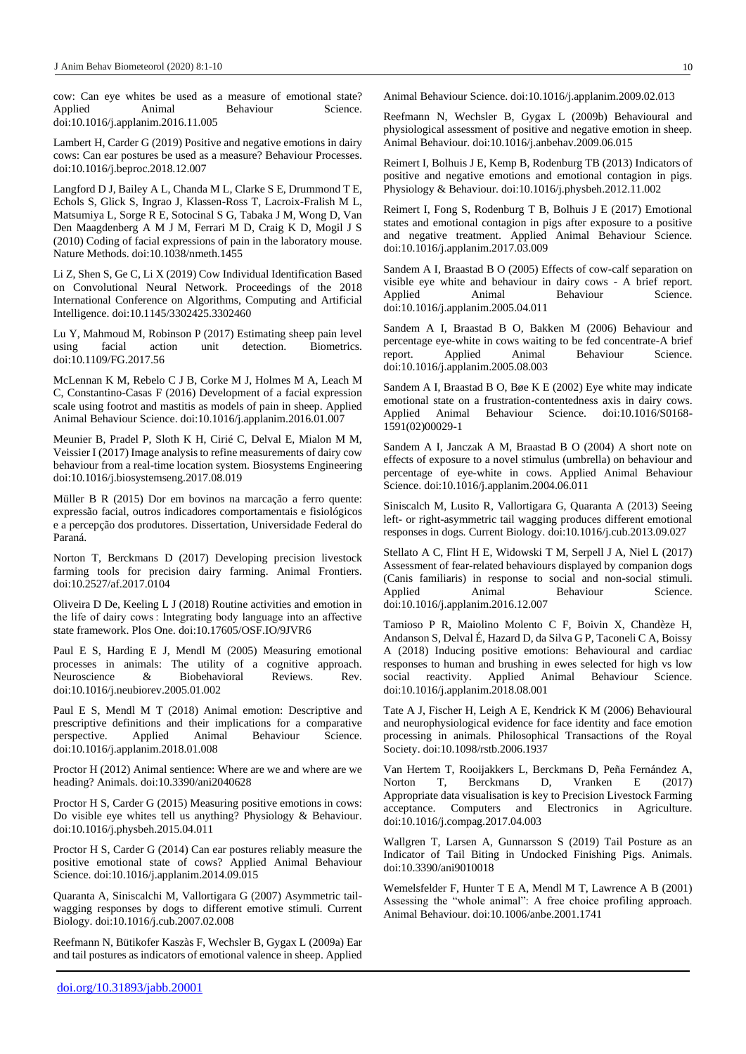cow: Can eye whites be used as a measure of emotional state? Applied Animal Behaviour Science. doi:10.1016/j.applanim.2016.11.005

Lambert H, Carder G (2019) Positive and negative emotions in dairy cows: Can ear postures be used as a measure? Behaviour Processes. doi:10.1016/j.beproc.2018.12.007

Langford D J, Bailey A L, Chanda M L, Clarke S E, Drummond T E, Echols S, Glick S, Ingrao J, Klassen-Ross T, Lacroix-Fralish M L, Matsumiya L, Sorge R E, Sotocinal S G, Tabaka J M, Wong D, Van Den Maagdenberg A M J M, Ferrari M D, Craig K D, Mogil J S (2010) Coding of facial expressions of pain in the laboratory mouse. Nature Methods. doi:10.1038/nmeth.1455

Li Z, Shen S, Ge C, Li X (2019) Cow Individual Identification Based on Convolutional Neural Network. Proceedings of the 2018 International Conference on Algorithms, Computing and Artificial Intelligence. doi:10.1145/3302425.3302460

Lu Y, Mahmoud M, Robinson P (2017) Estimating sheep pain level using facial action unit detection. Biometrics. doi:10.1109/FG.2017.56

McLennan K M, Rebelo C J B, Corke M J, Holmes M A, Leach M C, Constantino-Casas F (2016) Development of a facial expression scale using footrot and mastitis as models of pain in sheep. Applied Animal Behaviour Science. doi:10.1016/j.applanim.2016.01.007

Meunier B, Pradel P, Sloth K H, Cirié C, Delval E, Mialon M M, Veissier I (2017) Image analysis to refine measurements of dairy cow behaviour from a real-time location system. Biosystems Engineering doi:10.1016/j.biosystemseng.2017.08.019

Müller B R (2015) Dor em bovinos na marcação a ferro quente: expressão facial, outros indicadores comportamentais e fisiológicos e a percepção dos produtores. Dissertation, Universidade Federal do Paraná.

Norton T, Berckmans D (2017) Developing precision livestock farming tools for precision dairy farming. Animal Frontiers. doi:10.2527/af.2017.0104

Oliveira D De, Keeling L J (2018) Routine activities and emotion in the life of dairy cows : Integrating body language into an affective state framework. Plos One. doi:10.17605/OSF.IO/9JVR6

Paul E S, Harding E J, Mendl M (2005) Measuring emotional processes in animals: The utility of a cognitive approach. Neuroscience & Biobehavioral Reviews. Rev. doi:10.1016/j.neubiorev.2005.01.002

Paul E S, Mendl M T (2018) Animal emotion: Descriptive and prescriptive definitions and their implications for a comparative perspective. Applied Animal Behaviour Science. doi:10.1016/j.applanim.2018.01.008

Proctor H (2012) Animal sentience: Where are we and where are we heading? Animals. doi:10.3390/ani2040628

Proctor H S, Carder G (2015) Measuring positive emotions in cows: Do visible eye whites tell us anything? Physiology & Behaviour. doi:10.1016/j.physbeh.2015.04.011

Proctor H S, Carder G (2014) Can ear postures reliably measure the positive emotional state of cows? Applied Animal Behaviour Science. doi:10.1016/j.applanim.2014.09.015

Quaranta A, Siniscalchi M, Vallortigara G (2007) Asymmetric tail-wagging responses by dogs to different emotive stimuli. Current Biology. doi:10.1016/j.cub.2007.02.008

Reefmann N, Bütikofer Kaszàs F, Wechsler B, Gygax L (2009a) Ear and tail postures as indicators of emotional valence in sheep. Applied Animal Behaviour Science. doi:10.1016/j.applanim.2009.02.013

Reefmann N, Wechsler B, Gygax L (2009b) Behavioural and physiological assessment of positive and negative emotion in sheep. Animal Behaviour. doi:10.1016/j.anbehav.2009.06.015

Reimert I, Bolhuis J E, Kemp B, Rodenburg TB (2013) Indicators of positive and negative emotions and emotional contagion in pigs. Physiology & Behaviour. doi:10.1016/j.physbeh.2012.11.002

Reimert I, Fong S, Rodenburg T B, Bolhuis J E (2017) Emotional states and emotional contagion in pigs after exposure to a positive and negative treatment. Applied Animal Behaviour Science. doi:10.1016/j.applanim.2017.03.009

Sandem A I, Braastad B O (2005) Effects of cow-calf separation on visible eye white and behaviour in dairy cows - A brief report. Applied Animal Behaviour Science. doi:10.1016/j.applanim.2005.04.011

Sandem A I, Braastad B O, Bakken M (2006) Behaviour and percentage eye-white in cows waiting to be fed concentrate-A brief report. Applied Animal Behaviour Science. doi:10.1016/j.applanim.2005.08.003

Sandem A I, Braastad B O, Bøe K E (2002) Eye white may indicate emotional state on a frustration-contentedness axis in dairy cows. Applied Animal Behaviour Science. doi:10.1016/S0168-1591(02)00029-1

Sandem A I, Janczak A M, Braastad B O (2004) A short note on effects of exposure to a novel stimulus (umbrella) on behaviour and percentage of eye-white in cows. Applied Animal Behaviour Science. doi:10.1016/j.applanim.2004.06.011

Siniscalch M, Lusito R, Vallortigara G, Quaranta A (2013) Seeing left- or right-asymmetric tail wagging produces different emotional responses in dogs. Current Biology. doi:10.1016/j.cub.2013.09.027

Stellato A C, Flint H E, Widowski T M, Serpell J A, Niel L (2017) Assessment of fear-related behaviours displayed by companion dogs (Canis familiaris) in response to social and non-social stimuli. Applied Animal Behaviour Science. doi:10.1016/j.applanim.2016.12.007

Tamioso P R, Maiolino Molento C F, Boivin X, Chandèze H, Andanson S, Delval É, Hazard D, da Silva G P, Taconeli C A, Boissy A (2018) Inducing positive emotions: Behavioural and cardiac responses to human and brushing in ewes selected for high vs low social reactivity. Applied Animal Behaviour Science. doi:10.1016/j.applanim.2018.08.001

Tate A J, Fischer H, Leigh A E, Kendrick K M (2006) Behavioural and neurophysiological evidence for face identity and face emotion processing in animals. Philosophical Transactions of the Royal Society. doi:10.1098/rstb.2006.1937

Van Hertem T, Rooijakkers L, Berckmans D, Peña Fernández A, Norton T, Berckmans D, Vranken E (2017) Appropriate data visualisation is key to Precision Livestock Farming acceptance. Computers and Electronics in Agriculture. doi:10.1016/j.compag.2017.04.003

Wallgren T, Larsen A, Gunnarsson S (2019) Tail Posture as an Indicator of Tail Biting in Undocked Finishing Pigs. Animals. doi:10.3390/ani9010018

Wemelsfelder F, Hunter T E A, Mendl M T, Lawrence A B (2001) Assessing the "whole animal": A free choice profiling approach. Animal Behaviour. doi:10.1006/anbe.2001.1741